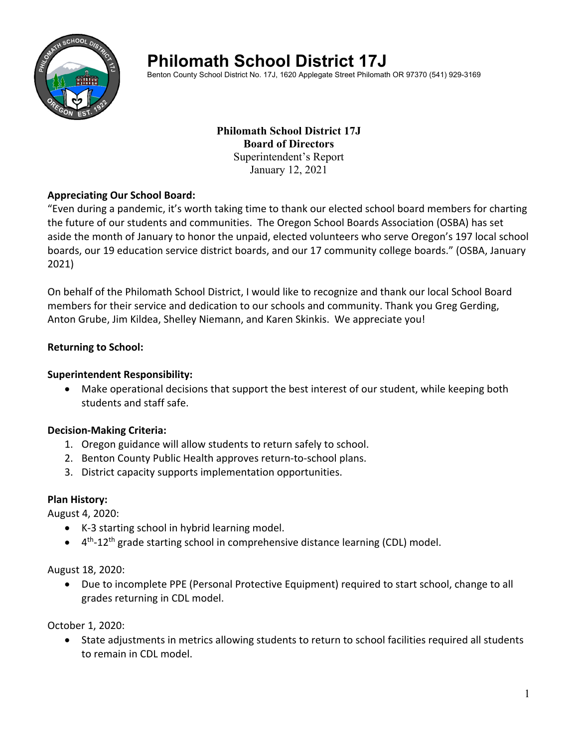# Philomath School District 17J

Benton County School District No. 17J, 1620 Applegate Street Philomath OR 97370 (541) 929-3169

**Philomath School District 17J**
**Board of Directors**
Superintendent's Report
January 12, 2021

**Appreciating Our School Board:**

"Even during a pandemic, it's worth taking time to thank our elected school board members for charting the future of our students and communities. The Oregon School Boards Association (OSBA) has set aside the month of January to honor the unpaid, elected volunteers who serve Oregon's 197 local school boards, our 19 education service district boards, and our 17 community college boards." (OSBA, January 2021)

On behalf of the Philomath School District, I would like to recognize and thank our local School Board members for their service and dedication to our schools and community. Thank you Greg Gerding, Anton Grube, Jim Kildea, Shelley Niemann, and Karen Skinkis. We appreciate you!

**Returning to School:**

**Superintendent Responsibility:**

- Make operational decisions that support the best interest of our student, while keeping both students and staff safe.

**Decision-Making Criteria:**

1. Oregon guidance will allow students to return safely to school.
2. Benton County Public Health approves return-to-school plans.
3. District capacity supports implementation opportunities.

**Plan History:**

August 4, 2020:

- K-3 starting school in hybrid learning model.
- 4th-12th grade starting school in comprehensive distance learning (CDL) model.

August 18, 2020:

- Due to incomplete PPE (Personal Protective Equipment) required to start school, change to all grades returning in CDL model.

October 1, 2020:

- State adjustments in metrics allowing students to return to school facilities required all students to remain in CDL model.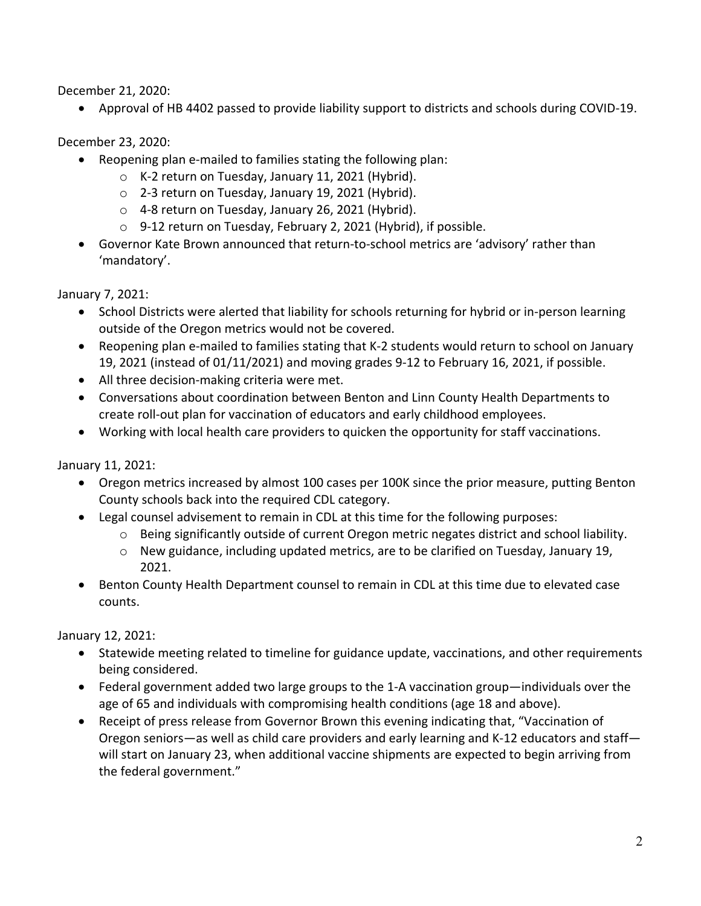December 21, 2020:

- Approval of HB 4402 passed to provide liability support to districts and schools during COVID-19.

December 23, 2020:

- Reopening plan e-mailed to families stating the following plan:
  - K-2 return on Tuesday, January 11, 2021 (Hybrid).
  - 2-3 return on Tuesday, January 19, 2021 (Hybrid).
  - 4-8 return on Tuesday, January 26, 2021 (Hybrid).
  - 9-12 return on Tuesday, February 2, 2021 (Hybrid), if possible.
- Governor Kate Brown announced that return-to-school metrics are 'advisory' rather than 'mandatory'.

January 7, 2021:

- School Districts were alerted that liability for schools returning for hybrid or in-person learning outside of the Oregon metrics would not be covered.
- Reopening plan e-mailed to families stating that K-2 students would return to school on January 19, 2021 (instead of 01/11/2021) and moving grades 9-12 to February 16, 2021, if possible.
- All three decision-making criteria were met.
- Conversations about coordination between Benton and Linn County Health Departments to create roll-out plan for vaccination of educators and early childhood employees.
- Working with local health care providers to quicken the opportunity for staff vaccinations.

January 11, 2021:

- Oregon metrics increased by almost 100 cases per 100K since the prior measure, putting Benton County schools back into the required CDL category.
- Legal counsel advisement to remain in CDL at this time for the following purposes:
  - Being significantly outside of current Oregon metric negates district and school liability.
  - New guidance, including updated metrics, are to be clarified on Tuesday, January 19, 2021.
- Benton County Health Department counsel to remain in CDL at this time due to elevated case counts.

January 12, 2021:

- Statewide meeting related to timeline for guidance update, vaccinations, and other requirements being considered.
- Federal government added two large groups to the 1-A vaccination group—individuals over the age of 65 and individuals with compromising health conditions (age 18 and above).
- Receipt of press release from Governor Brown this evening indicating that, "Vaccination of Oregon seniors—as well as child care providers and early learning and K-12 educators and staff—will start on January 23, when additional vaccine shipments are expected to begin arriving from the federal government."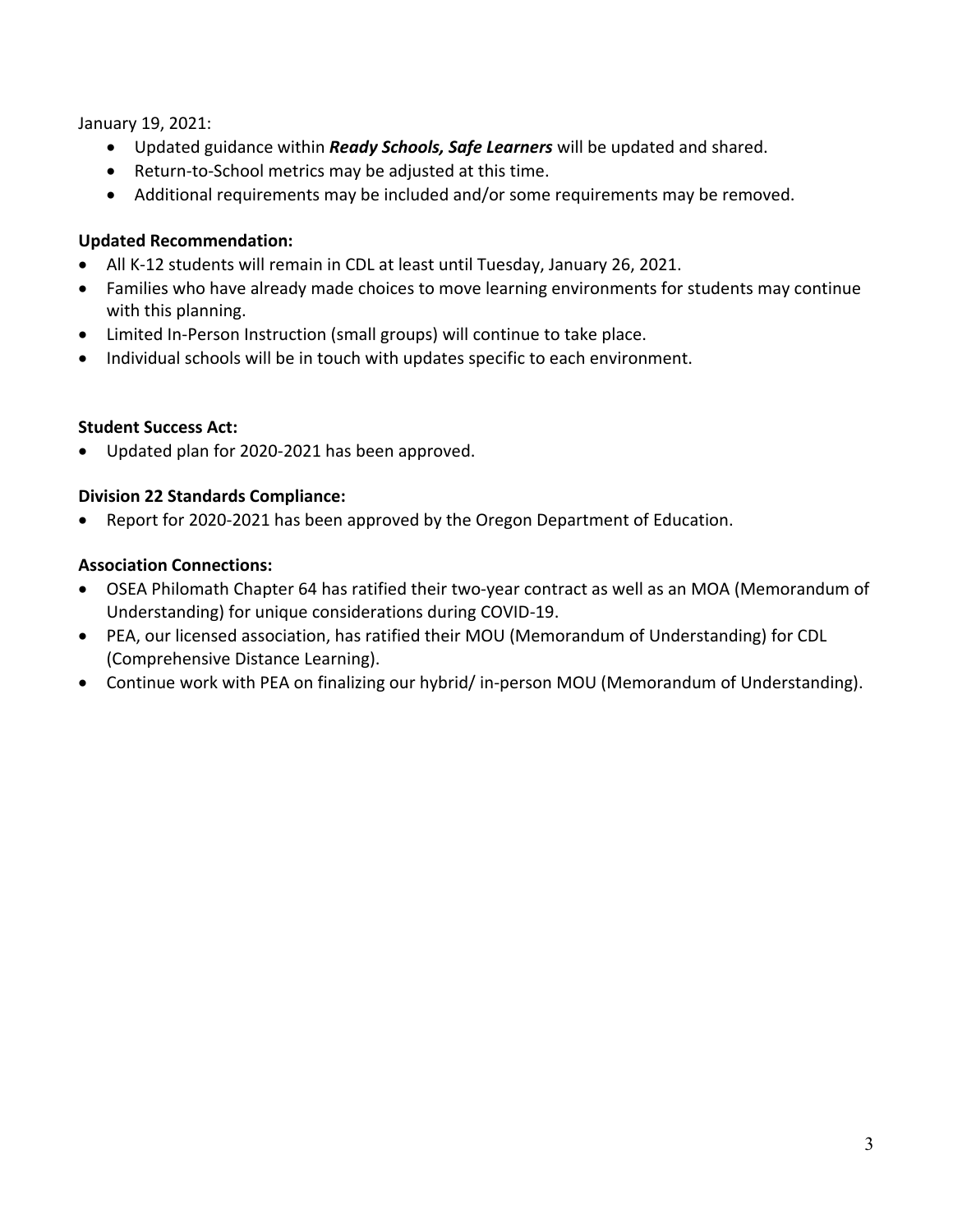January 19, 2021:

- Updated guidance within ***Ready Schools, Safe Learners*** will be updated and shared.
- Return-to-School metrics may be adjusted at this time.
- Additional requirements may be included and/or some requirements may be removed.

**Updated Recommendation:**

- All K-12 students will remain in CDL at least until Tuesday, January 26, 2021.
- Families who have already made choices to move learning environments for students may continue with this planning.
- Limited In-Person Instruction (small groups) will continue to take place.
- Individual schools will be in touch with updates specific to each environment.

**Student Success Act:**

- Updated plan for 2020-2021 has been approved.

**Division 22 Standards Compliance:**

- Report for 2020-2021 has been approved by the Oregon Department of Education.

**Association Connections:**

- OSEA Philomath Chapter 64 has ratified their two-year contract as well as an MOA (Memorandum of Understanding) for unique considerations during COVID-19.
- PEA, our licensed association, has ratified their MOU (Memorandum of Understanding) for CDL (Comprehensive Distance Learning).
- Continue work with PEA on finalizing our hybrid/ in-person MOU (Memorandum of Understanding).